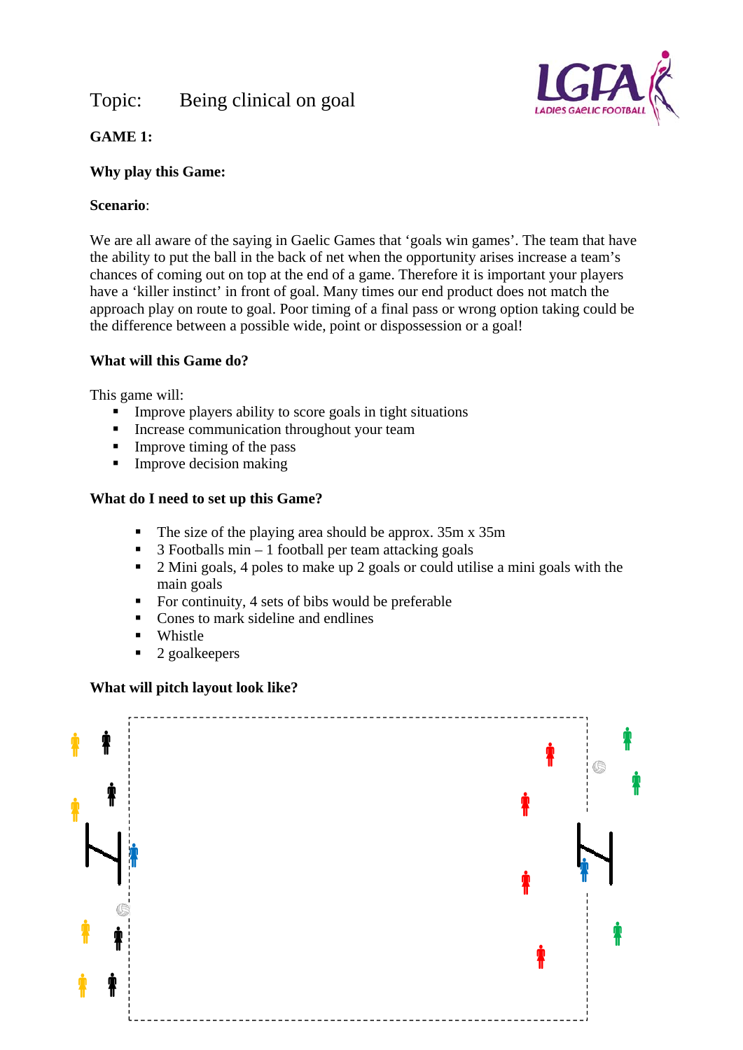Topic: Being clinical on goal

**GAME 1:**

**Why play this Game:**

**Scenario**:

We are all aware of the saying in Gaelic Games that 'goals win games'. The team that have the ability to put the ball in the back of net when the opportunity arises increase a team's chances of coming out on top at the end of a game. Therefore it is important your players have a 'killer instinct' in front of goal. Many times our end product does not match the approach play on route to goal. Poor timing of a final pass or wrong option taking could be the difference between a possible wide, point or dispossession or a goal!

**What will this Game do?**

This game will:

- Improve players ability to score goals in tight situations
- Increase communication throughout your team
- Improve timing of the pass
- Improve decision making

**What do I need to set up this Game?**

- The size of the playing area should be approx. 35m x 35m
- 3 Footballs min – 1 football per team attacking goals
- 2 Mini goals, 4 poles to make up 2 goals or could utilise a mini goals with the main goals
- For continuity, 4 sets of bibs would be preferable
- Cones to mark sideline and endlines
- Whistle
- 2 goalkeepers

**What will pitch layout look like?**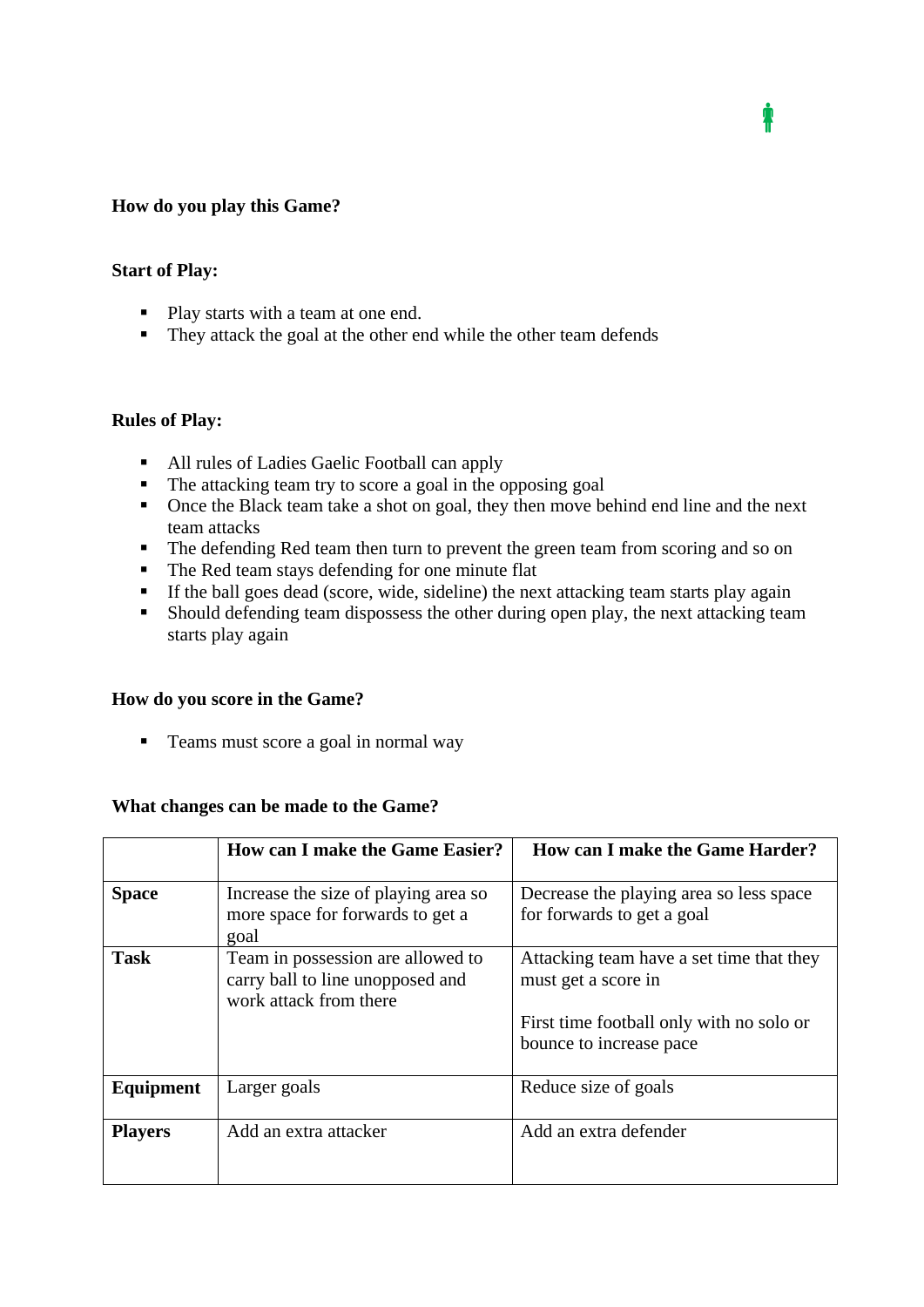**How do you play this Game?**

**Start of Play:**

- Play starts with a team at one end.
- They attack the goal at the other end while the other team defends

**Rules of Play:**

- All rules of Ladies Gaelic Football can apply
- The attacking team try to score a goal in the opposing goal
- Once the Black team take a shot on goal, they then move behind end line and the next team attacks
- The defending Red team then turn to prevent the green team from scoring and so on
- The Red team stays defending for one minute flat
- If the ball goes dead (score, wide, sideline) the next attacking team starts play again
- Should defending team dispossess the other during open play, the next attacking team starts play again

**How do you score in the Game?**

- Teams must score a goal in normal way

**What changes can be made to the Game?**

| | How can I make the Game Easier? | How can I make the Game Harder? |
|---|---|---|
| **Space** | Increase the size of playing area so more space for forwards to get a goal | Decrease the playing area so less space for forwards to get a goal |
| **Task** | Team in possession are allowed to carry ball to line unopposed and work attack from there | Attacking team have a set time that they must get a score in<br><br>First time football only with no solo or bounce to increase pace |
| **Equipment** | Larger goals | Reduce size of goals |
| **Players** | Add an extra attacker | Add an extra defender |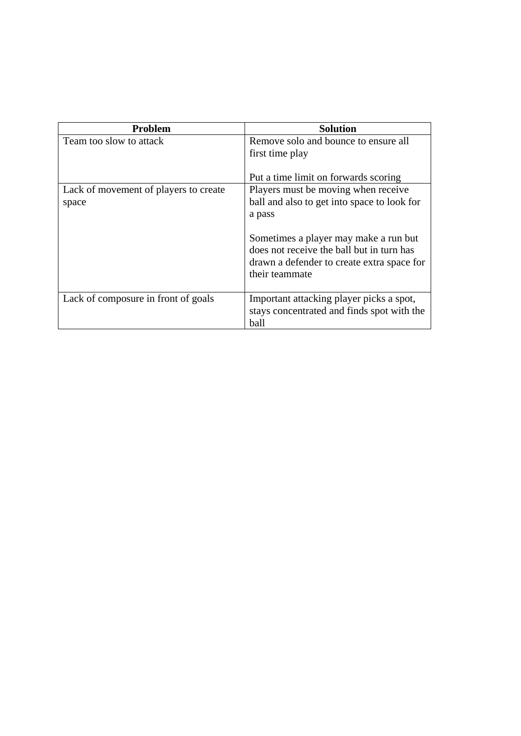| Problem | Solution |
|---|---|
| Team too slow to attack | Remove solo and bounce to ensure all first time play<br><br>Put a time limit on forwards scoring |
| Lack of movement of players to create space | Players must be moving when receive ball and also to get into space to look for a pass<br><br>Sometimes a player may make a run but does not receive the ball but in turn has drawn a defender to create extra space for their teammate |
| Lack of composure in front of goals | Important attacking player picks a spot, stays concentrated and finds spot with the ball |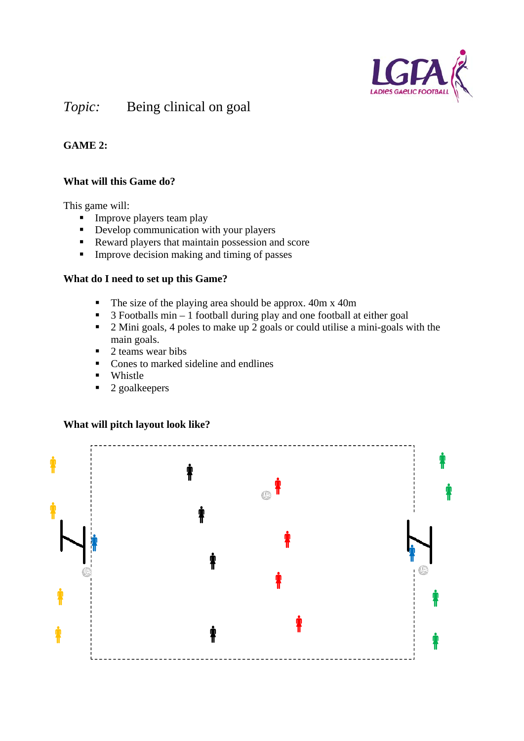*Topic:* Being clinical on goal

**GAME 2:**

**What will this Game do?**

This game will:

- Improve players team play
- Develop communication with your players
- Reward players that maintain possession and score
- Improve decision making and timing of passes

**What do I need to set up this Game?**

- The size of the playing area should be approx. 40m x 40m
- 3 Footballs min – 1 football during play and one football at either goal
- 2 Mini goals, 4 poles to make up 2 goals or could utilise a mini-goals with the main goals.
- 2 teams wear bibs
- Cones to marked sideline and endlines
- Whistle
- 2 goalkeepers

**What will pitch layout look like?**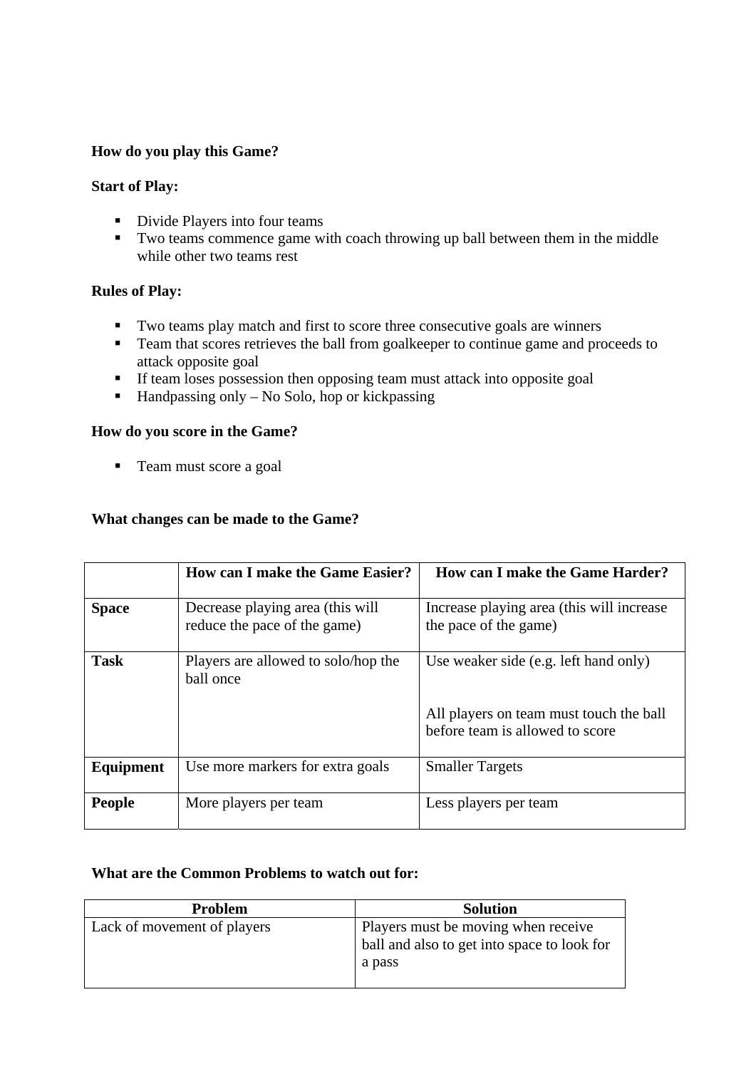**How do you play this Game?**

**Start of Play:**

- Divide Players into four teams
- Two teams commence game with coach throwing up ball between them in the middle while other two teams rest

**Rules of Play:**

- Two teams play match and first to score three consecutive goals are winners
- Team that scores retrieves the ball from goalkeeper to continue game and proceeds to attack opposite goal
- If team loses possession then opposing team must attack into opposite goal
- Handpassing only – No Solo, hop or kickpassing

**How do you score in the Game?**

- Team must score a goal

**What changes can be made to the Game?**

| | **How can I make the Game Easier?** | **How can I make the Game Harder?** |
|---|---|---|
| **Space** | Decrease playing area (this will reduce the pace of the game) | Increase playing area (this will increase the pace of the game) |
| **Task** | Players are allowed to solo/hop the ball once | Use weaker side (e.g. left hand only)<br><br>All players on team must touch the ball before team is allowed to score |
| **Equipment** | Use more markers for extra goals | Smaller Targets |
| **People** | More players per team | Less players per team |

**What are the Common Problems to watch out for:**

| Problem | Solution |
|---|---|
| Lack of movement of players | Players must be moving when receive ball and also to get into space to look for a pass |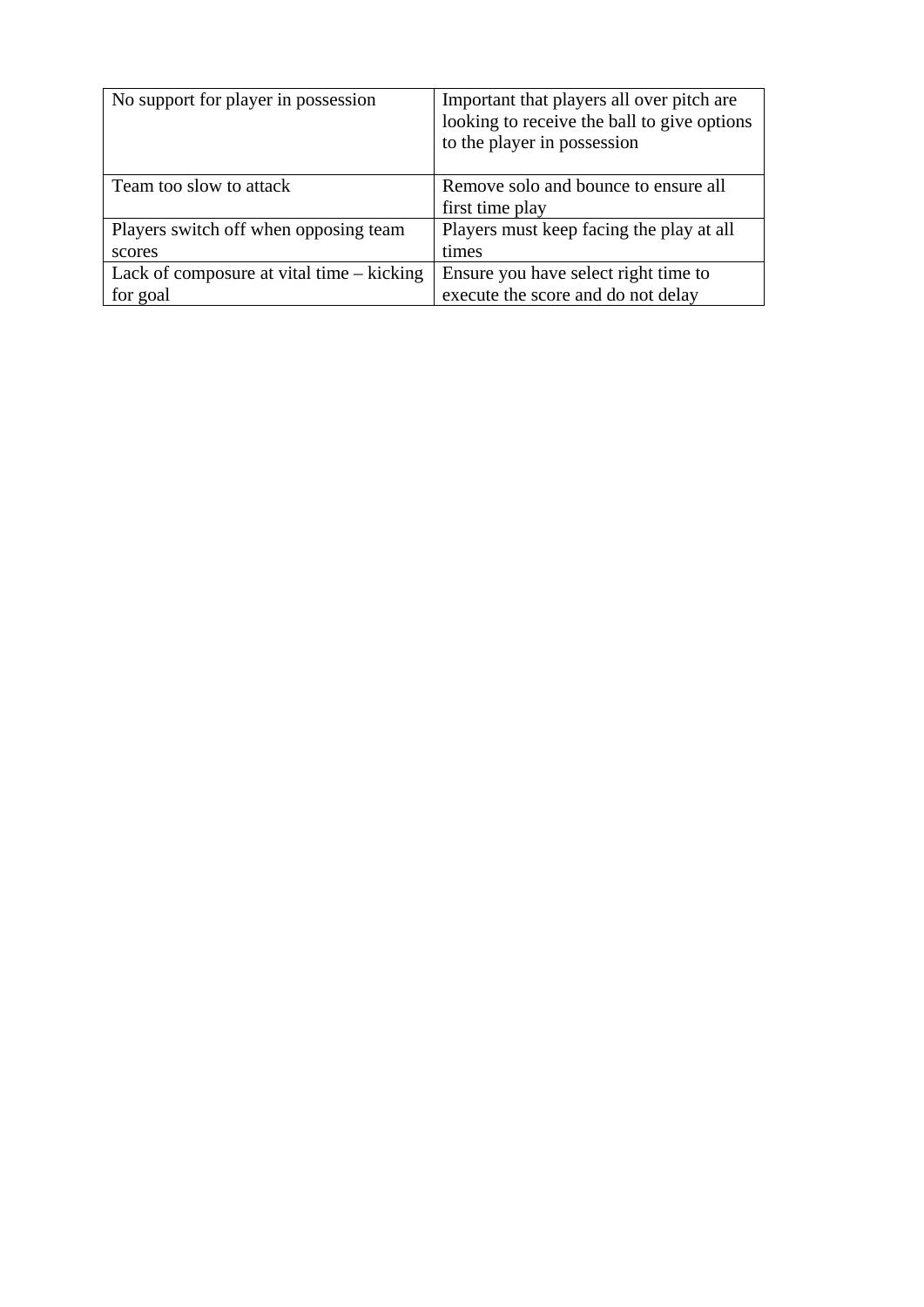| | |
|---|---|
| No support for player in possession | Important that players all over pitch are looking to receive the ball to give options to the player in possession |
| Team too slow to attack | Remove solo and bounce to ensure all first time play |
| Players switch off when opposing team scores | Players must keep facing the play at all times |
| Lack of composure at vital time – kicking for goal | Ensure you have select right time to execute the score and do not delay |